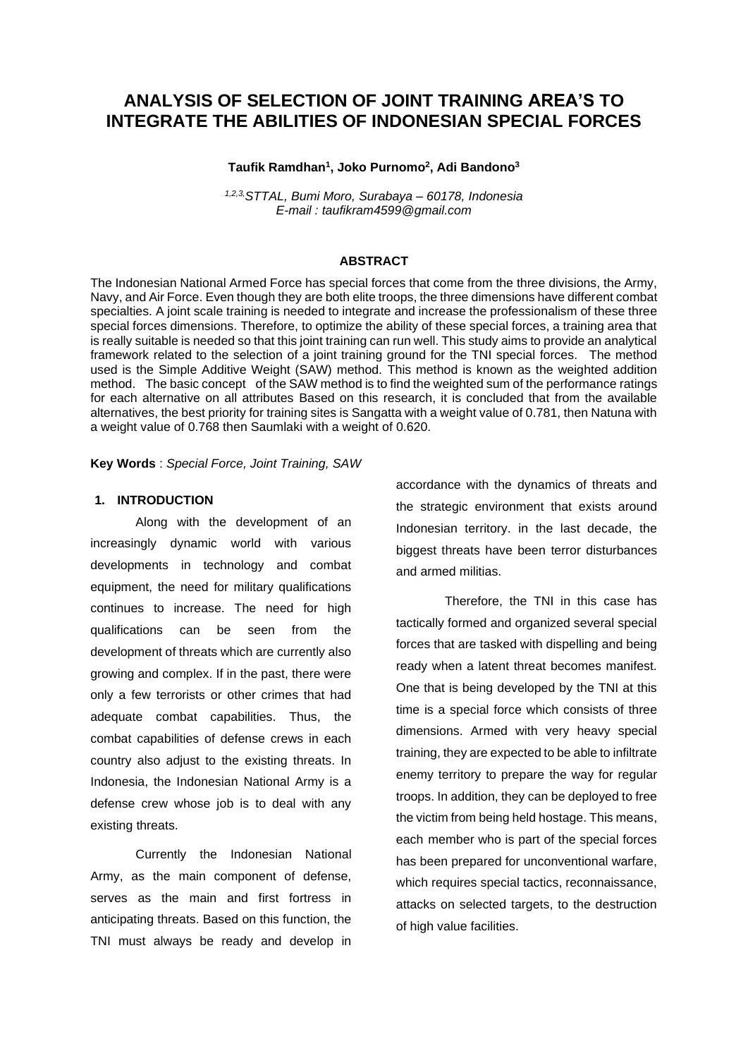# ANALYSIS OF SELECTION OF JOINT TRAINING AREA'S TO INTEGRATE THE ABILITIES OF INDONESIAN SPECIAL FORCES

**Taufik Ramdhan[1], Joko Purnomo[2], Adi Bandono[3]**

*[1,2,3] STTAL, Bumi Moro, Surabaya – 60178, Indonesia*
*E-mail : taufikram4599@gmail.com*

## ABSTRACT

The Indonesian National Armed Force has special forces that come from the three divisions, the Army, Navy, and Air Force. Even though they are both elite troops, the three dimensions have different combat specialties. A joint scale training is needed to integrate and increase the professionalism of these three special forces dimensions. Therefore, to optimize the ability of these special forces, a training area that is really suitable is needed so that this joint training can run well. This study aims to provide an analytical framework related to the selection of a joint training ground for the TNI special forces. The method used is the Simple Additive Weight (SAW) method. This method is known as the weighted addition method. The basic concept of the SAW method is to find the weighted sum of the performance ratings for each alternative on all attributes Based on this research, it is concluded that from the available alternatives, the best priority for training sites is Sangatta with a weight value of 0.781, then Natuna with a weight value of 0.768 then Saumlaki with a weight of 0.620.

**Key Words** : *Special Force, Joint Training, SAW*

## 1. INTRODUCTION

Along with the development of an increasingly dynamic world with various developments in technology and combat equipment, the need for military qualifications continues to increase. The need for high qualifications can be seen from the development of threats which are currently also growing and complex. If in the past, there were only a few terrorists or other crimes that had adequate combat capabilities. Thus, the combat capabilities of defense crews in each country also adjust to the existing threats. In Indonesia, the Indonesian National Army is a defense crew whose job is to deal with any existing threats.

Currently the Indonesian National Army, as the main component of defense, serves as the main and first fortress in anticipating threats. Based on this function, the TNI must always be ready and develop in accordance with the dynamics of threats and the strategic environment that exists around Indonesian territory. in the last decade, the biggest threats have been terror disturbances and armed militias.

Therefore, the TNI in this case has tactically formed and organized several special forces that are tasked with dispelling and being ready when a latent threat becomes manifest. One that is being developed by the TNI at this time is a special force which consists of three dimensions. Armed with very heavy special training, they are expected to be able to infiltrate enemy territory to prepare the way for regular troops. In addition, they can be deployed to free the victim from being held hostage. This means, each member who is part of the special forces has been prepared for unconventional warfare, which requires special tactics, reconnaissance, attacks on selected targets, to the destruction of high value facilities.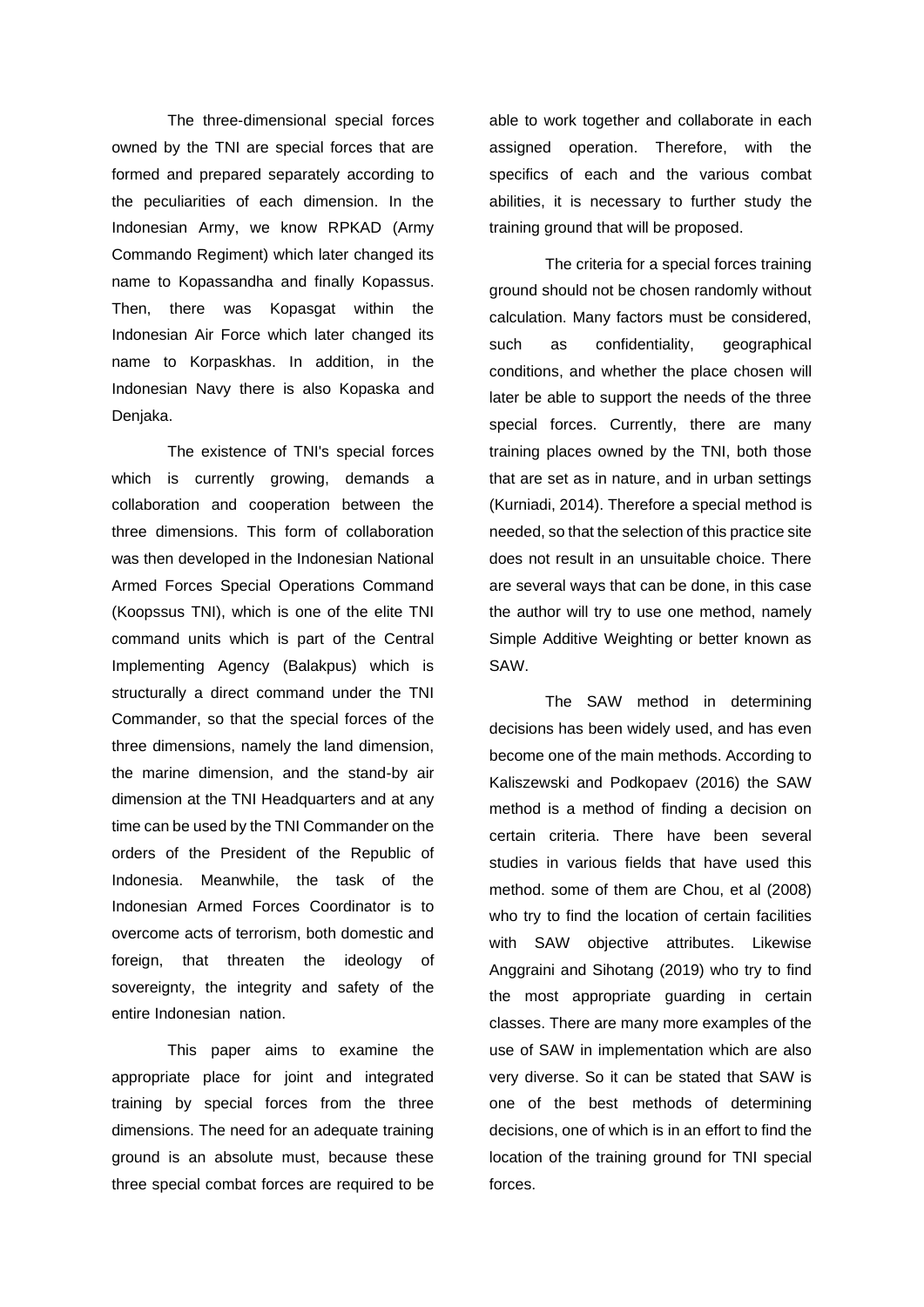The three-dimensional special forces owned by the TNI are special forces that are formed and prepared separately according to the peculiarities of each dimension. In the Indonesian Army, we know RPKAD (Army Commando Regiment) which later changed its name to Kopassandha and finally Kopassus. Then, there was Kopasgat within the Indonesian Air Force which later changed its name to Korpaskhas. In addition, in the Indonesian Navy there is also Kopaska and Denjaka.

The existence of TNI's special forces which is currently growing, demands a collaboration and cooperation between the three dimensions. This form of collaboration was then developed in the Indonesian National Armed Forces Special Operations Command (Koopssus TNI), which is one of the elite TNI command units which is part of the Central Implementing Agency (Balakpus) which is structurally a direct command under the TNI Commander, so that the special forces of the three dimensions, namely the land dimension, the marine dimension, and the stand-by air dimension at the TNI Headquarters and at any time can be used by the TNI Commander on the orders of the President of the Republic of Indonesia. Meanwhile, the task of the Indonesian Armed Forces Coordinator is to overcome acts of terrorism, both domestic and foreign, that threaten the ideology of sovereignty, the integrity and safety of the entire Indonesian nation.

This paper aims to examine the appropriate place for joint and integrated training by special forces from the three dimensions. The need for an adequate training ground is an absolute must, because these three special combat forces are required to be able to work together and collaborate in each assigned operation. Therefore, with the specifics of each and the various combat abilities, it is necessary to further study the training ground that will be proposed.

The criteria for a special forces training ground should not be chosen randomly without calculation. Many factors must be considered, such as confidentiality, geographical conditions, and whether the place chosen will later be able to support the needs of the three special forces. Currently, there are many training places owned by the TNI, both those that are set as in nature, and in urban settings (Kurniadi, 2014). Therefore a special method is needed, so that the selection of this practice site does not result in an unsuitable choice. There are several ways that can be done, in this case the author will try to use one method, namely Simple Additive Weighting or better known as SAW.

The SAW method in determining decisions has been widely used, and has even become one of the main methods. According to Kaliszewski and Podkopaev (2016) the SAW method is a method of finding a decision on certain criteria. There have been several studies in various fields that have used this method. some of them are Chou, et al (2008) who try to find the location of certain facilities with SAW objective attributes. Likewise Anggraini and Sihotang (2019) who try to find the most appropriate guarding in certain classes. There are many more examples of the use of SAW in implementation which are also very diverse. So it can be stated that SAW is one of the best methods of determining decisions, one of which is in an effort to find the location of the training ground for TNI special forces.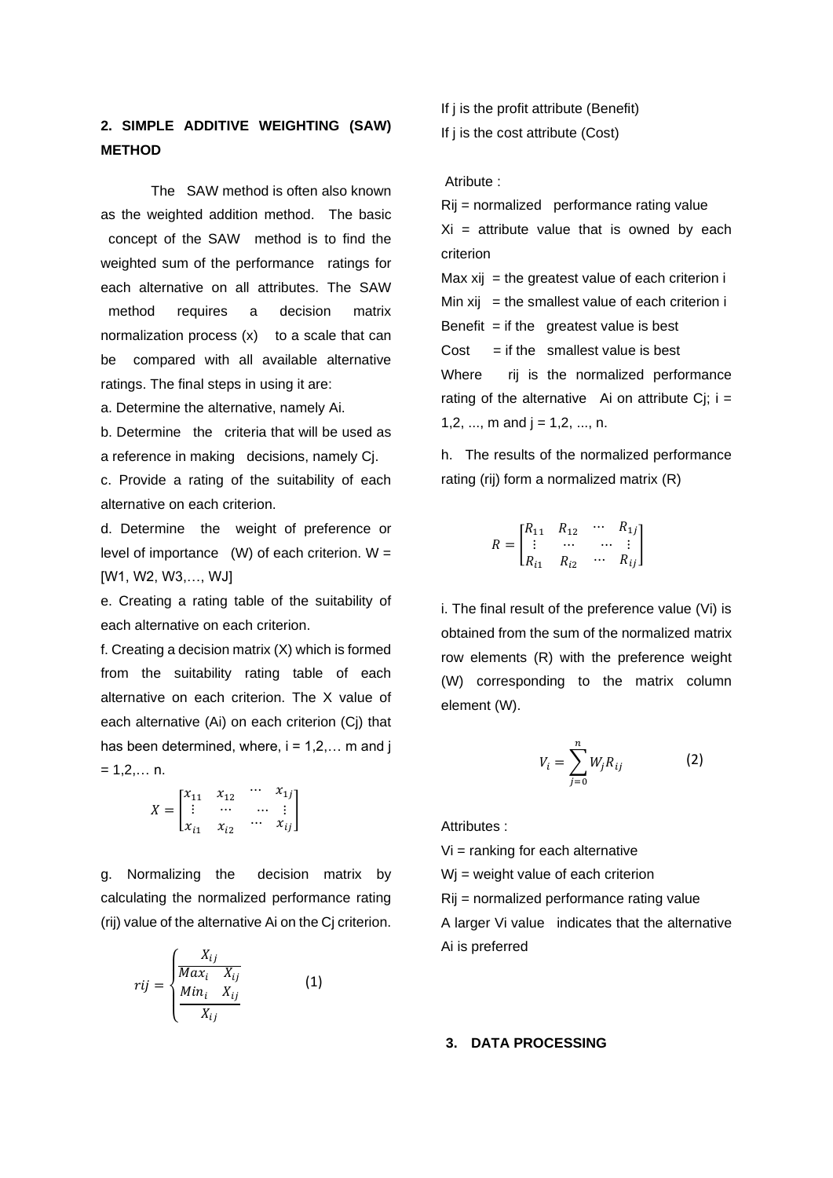## 2. SIMPLE ADDITIVE WEIGHTING (SAW) METHOD

The SAW method is often also known as the weighted addition method. The basic concept of the SAW method is to find the weighted sum of the performance ratings for each alternative on all attributes. The SAW method requires a decision matrix normalization process (x) to a scale that can be compared with all available alternative ratings. The final steps in using it are:

a. Determine the alternative, namely Ai.

b. Determine the criteria that will be used as a reference in making decisions, namely Cj.

c. Provide a rating of the suitability of each alternative on each criterion.

d. Determine the weight of preference or level of importance (W) of each criterion. W = [W1, W2, W3,…, WJ]

e. Creating a rating table of the suitability of each alternative on each criterion.

f. Creating a decision matrix (X) which is formed from the suitability rating table of each alternative on each criterion. The X value of each alternative (Ai) on each criterion (Cj) that has been determined, where, i = 1,2,… m and j = 1,2,… n.

$$X = \begin{bmatrix} x_{11} & x_{12} & \cdots & x_{1j} \\ \vdots & \cdots & \cdots & \vdots \\ x_{i1} & x_{i2} & \cdots & x_{ij} \end{bmatrix}$$

g. Normalizing the decision matrix by calculating the normalized performance rating (rij) value of the alternative Ai on the Cj criterion.

$$rij = \begin{cases} \dfrac{X_{ij}}{Max_i \quad X_{ij}} \\ \dfrac{Min_i \quad X_{ij}}{X_{ij}} \end{cases} \qquad (1)$$

If j is the profit attribute (Benefit)
If j is the cost attribute (Cost)

Atribute :

Rij = normalized performance rating value

Xi = attribute value that is owned by each criterion

Max xij = the greatest value of each criterion i

Min xij = the smallest value of each criterion i

Benefit = if the greatest value is best

Cost = if the smallest value is best

Where rij is the normalized performance rating of the alternative Ai on attribute Cj; i = 1,2, ..., m and j = 1,2, ..., n.

h. The results of the normalized performance rating (rij) form a normalized matrix (R)

$$R = \begin{bmatrix} R_{11} & R_{12} & \cdots & R_{1j} \\ \vdots & \cdots & \cdots & \vdots \\ R_{i1} & R_{i2} & \cdots & R_{ij} \end{bmatrix}$$

i. The final result of the preference value (Vi) is obtained from the sum of the normalized matrix row elements (R) with the preference weight (W) corresponding to the matrix column element (W).

$$V_i = \sum_{j=0}^{n} W_j R_{ij} \qquad (2)$$

Attributes :

Vi = ranking for each alternative

Wj = weight value of each criterion

Rij = normalized performance rating value

A larger Vi value indicates that the alternative Ai is preferred

## 3. DATA PROCESSING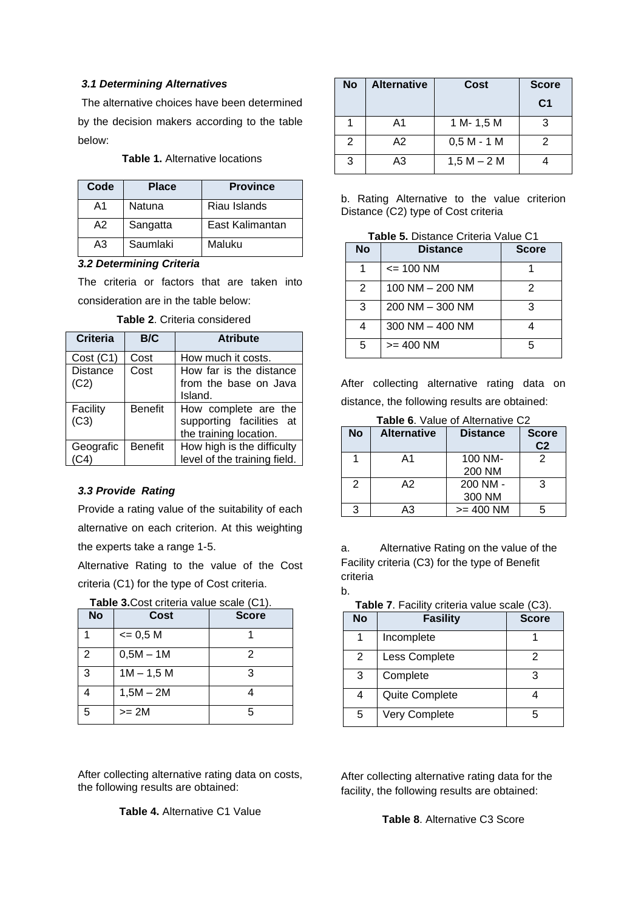### *3.1 Determining Alternatives*

The alternative choices have been determined by the decision makers according to the table below:

**Table 1.** Alternative locations

| Code | Place | Province |
|---|---|---|
| A1 | Natuna | Riau Islands |
| A2 | Sangatta | East Kalimantan |
| A3 | Saumlaki | Maluku |

### *3.2 Determining Criteria*

The criteria or factors that are taken into consideration are in the table below:

**Table 2**. Criteria considered

| Criteria | B/C | Atribute |
|---|---|---|
| Cost (C1) | Cost | How much it costs. |
| Distance (C2) | Cost | How far is the distance from the base on Java Island. |
| Facility (C3) | Benefit | How complete are the supporting facilities at the training location. |
| Geografic (C4) | Benefit | How high is the difficulty level of the training field. |

### *3.3 Provide Rating*

Provide a rating value of the suitability of each alternative on each criterion. At this weighting the experts take a range 1-5.

Alternative Rating to the value of the Cost criteria (C1) for the type of Cost criteria.

**Table 3.**Cost criteria value scale (C1).

| No | Cost | Score |
|---|---|---|
| 1 | <= 0,5 M | 1 |
| 2 | 0,5M – 1M | 2 |
| 3 | 1M – 1,5 M | 3 |
| 4 | 1,5M – 2M | 4 |
| 5 | >= 2M | 5 |

After collecting alternative rating data on costs, the following results are obtained:

**Table 4.** Alternative C1 Value

| No | Alternative | Cost | Score C1 |
|---|---|---|---|
| 1 | A1 | 1 M- 1,5 M | 3 |
| 2 | A2 | 0,5 M - 1 M | 2 |
| 3 | A3 | 1,5 M – 2 M | 4 |

b. Rating Alternative to the value criterion Distance (C2) type of Cost criteria

**Table 5.** Distance Criteria Value C1

| No | Distance | Score |
|---|---|---|
| 1 | <= 100 NM | 1 |
| 2 | 100 NM – 200 NM | 2 |
| 3 | 200 NM – 300 NM | 3 |
| 4 | 300 NM – 400 NM | 4 |
| 5 | >= 400 NM | 5 |

After collecting alternative rating data on distance, the following results are obtained:

**Table 6**. Value of Alternative C2

| No | Alternative | Distance | Score C2 |
|---|---|---|---|
| 1 | A1 | 100 NM- 200 NM | 2 |
| 2 | A2 | 200 NM - 300 NM | 3 |
| 3 | A3 | >= 400 NM | 5 |

a. Alternative Rating on the value of the Facility criteria (C3) for the type of Benefit criteria

b.

**Table 7**. Facility criteria value scale (C3).

| No | Fasility | Score |
|---|---|---|
| 1 | Incomplete | 1 |
| 2 | Less Complete | 2 |
| 3 | Complete | 3 |
| 4 | Quite Complete | 4 |
| 5 | Very Complete | 5 |

After collecting alternative rating data for the facility, the following results are obtained:

**Table 8**. Alternative C3 Score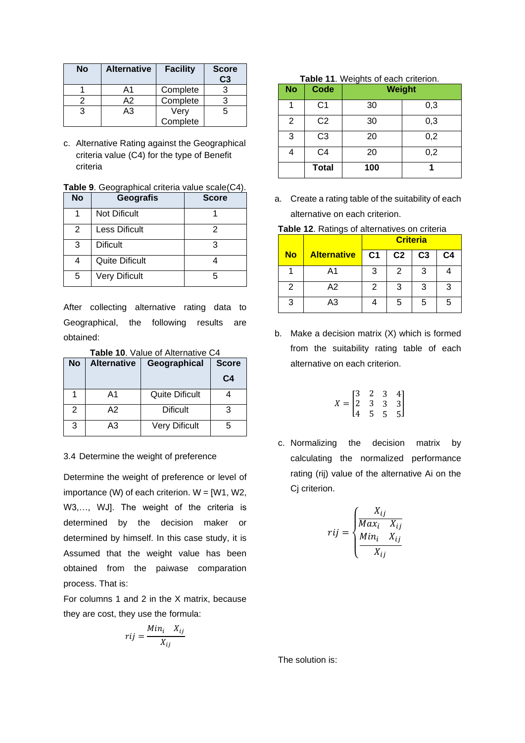| No | Alternative | Facility | Score C3 |
|---|---|---|---|
| 1 | A1 | Complete | 3 |
| 2 | A2 | Complete | 3 |
| 3 | A3 | Very Complete | 5 |

c. Alternative Rating against the Geographical criteria value (C4) for the type of Benefit criteria

**Table 9**. Geographical criteria value scale(C4).

| No | Geografis | Score |
|---|---|---|
| 1 | Not Dificult | 1 |
| 2 | Less Dificult | 2 |
| 3 | Dificult | 3 |
| 4 | Quite Dificult | 4 |
| 5 | Very Dificult | 5 |

After collecting alternative rating data to Geographical, the following results are obtained:

**Table 10**. Value of Alternative C4

| No | Alternative | Geographical | Score C4 |
|---|---|---|---|
| 1 | A1 | Quite Dificult | 4 |
| 2 | A2 | Dificult | 3 |
| 3 | A3 | Very Dificult | 5 |

3.4 Determine the weight of preference

Determine the weight of preference or level of importance (W) of each criterion. W = [W1, W2, W3,…, WJ]. The weight of the criteria is determined by the decision maker or determined by himself. In this case study, it is Assumed that the weight value has been obtained from the paiwase comparation process. That is:

**Table 11**. Weights of each criterion.

| No | Code | Weight | |
|---|---|---|---|
| 1 | C1 | 30 | 0,3 |
| 2 | C2 | 30 | 0,3 |
| 3 | C3 | 20 | 0,2 |
| 4 | C4 | 20 | 0,2 |
| | **Total** | **100** | **1** |

a. Create a rating table of the suitability of each alternative on each criterion.

**Table 12**. Ratings of alternatives on criteria

| No | Alternative | Criteria | | | |
|---|---|---|---|---|---|
| | | C1 | C2 | C3 | C4 |
| 1 | A1 | 3 | 2 | 3 | 4 |
| 2 | A2 | 2 | 3 | 3 | 3 |
| 3 | A3 | 4 | 5 | 5 | 5 |

b. Make a decision matrix (X) which is formed from the suitability rating table of each alternative on each criterion.

$$X = \begin{bmatrix} 3 & 2 & 3 & 4 \\ 2 & 3 & 3 & 3 \\ 4 & 5 & 5 & 5 \end{bmatrix}$$

c. Normalizing the decision matrix by calculating the normalized performance rating (rij) value of the alternative Ai on the Cj criterion.

$$rij = \begin{cases} \dfrac{X_{ij}}{Max_i \quad X_{ij}} \\ \dfrac{Min_i \quad X_{ij}}{X_{ij}} \end{cases}$$

For columns 1 and 2 in the X matrix, because they are cost, they use the formula:

$$rij = \frac{Min_i \quad X_{ij}}{X_{ij}}$$

The solution is: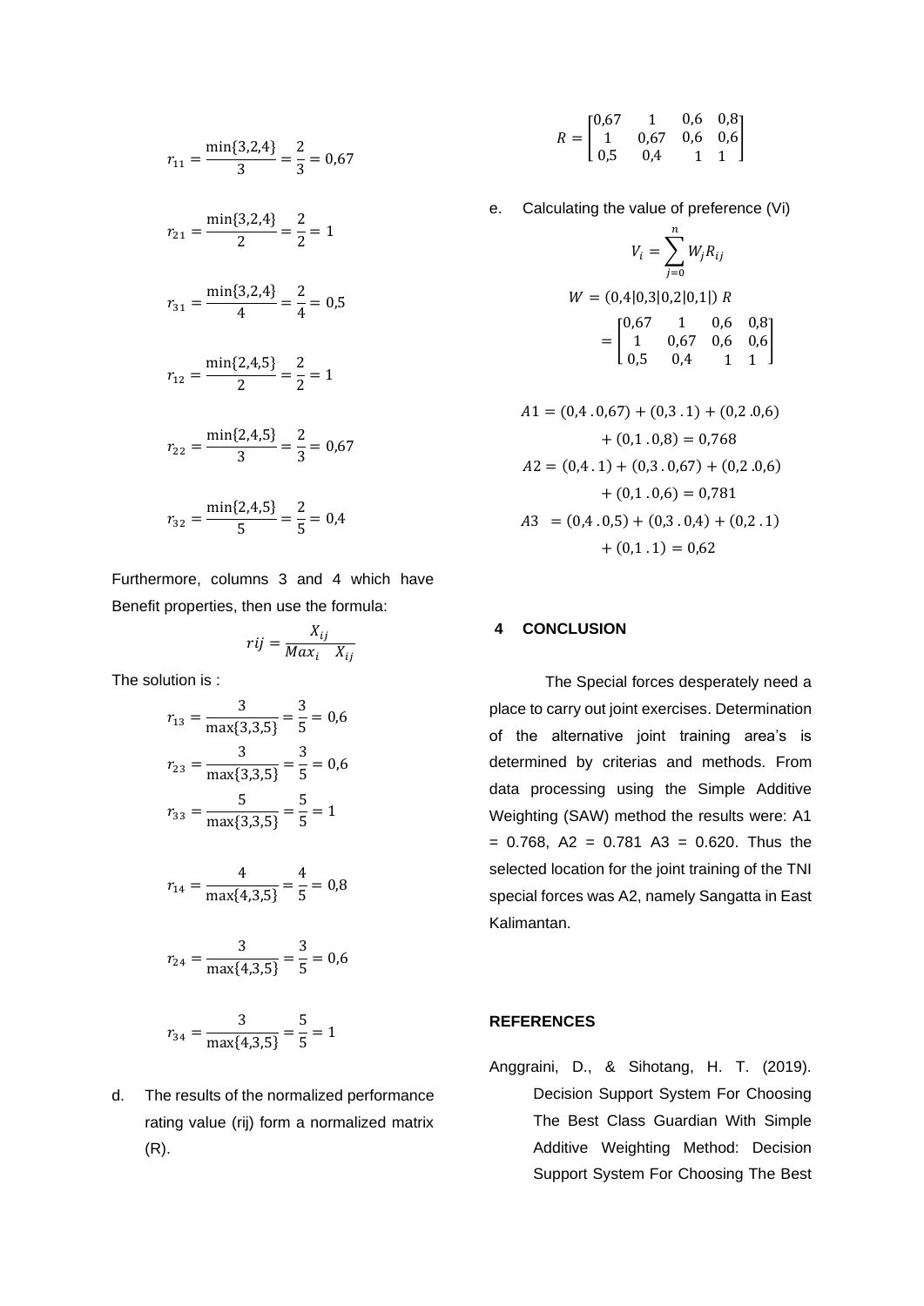$$r_{11} = \frac{\min\{3,2,4\}}{3} = \frac{2}{3} = 0{,}67$$

$$r_{21} = \frac{\min\{3,2,4\}}{2} = \frac{2}{2} = 1$$

$$r_{31} = \frac{\min\{3,2,4\}}{4} = \frac{2}{4} = 0{,}5$$

$$r_{12} = \frac{\min\{2,4,5\}}{2} = \frac{2}{2} = 1$$

$$r_{22} = \frac{\min\{2,4,5\}}{3} = \frac{2}{3} = 0{,}67$$

$$r_{32} = \frac{\min\{2,4,5\}}{5} = \frac{2}{5} = 0{,}4$$

Furthermore, columns 3 and 4 which have Benefit properties, then use the formula:

$$rij = \frac{X_{ij}}{Max_i \quad X_{ij}}$$

The solution is :

$$r_{13} = \frac{3}{\max\{3,3,5\}} = \frac{3}{5} = 0{,}6$$

$$r_{23} = \frac{3}{\max\{3,3,5\}} = \frac{3}{5} = 0{,}6$$

$$r_{33} = \frac{5}{\max\{3,3,5\}} = \frac{5}{5} = 1$$

$$r_{14} = \frac{4}{\max\{4,3,5\}} = \frac{4}{5} = 0{,}8$$

$$r_{24} = \frac{3}{\max\{4,3,5\}} = \frac{3}{5} = 0{,}6$$

$$r_{34} = \frac{3}{\max\{4,3,5\}} = \frac{5}{5} = 1$$

d. The results of the normalized performance rating value (rij) form a normalized matrix (R).

$$R = \begin{bmatrix} 0{,}67 & 1 & 0{,}6 & 0{,}8 \\ 1 & 0{,}67 & 0{,}6 & 0{,}6 \\ 0{,}5 & 0{,}4 & 1 & 1 \end{bmatrix}$$

e. Calculating the value of preference (Vi)

$$V_i = \sum_{j=0}^{n} W_j R_{ij}$$

$$W = (0{,}4|0{,}3|0{,}2|0{,}1|)\ R = \begin{bmatrix} 0{,}67 & 1 & 0{,}6 & 0{,}8 \\ 1 & 0{,}67 & 0{,}6 & 0{,}6 \\ 0{,}5 & 0{,}4 & 1 & 1 \end{bmatrix}$$

$$A1 = (0{,}4 \,.\, 0{,}67) + (0{,}3 \,.\, 1) + (0{,}2 \,.\, 0{,}6) + (0{,}1 \,.\, 0{,}8) = 0{,}768$$

$$A2 = (0{,}4 \,.\, 1) + (0{,}3 \,.\, 0{,}67) + (0{,}2 \,.\, 0{,}6) + (0{,}1 \,.\, 0{,}6) = 0{,}781$$

$$A3 = (0{,}4 \,.\, 0{,}5) + (0{,}3 \,.\, 0{,}4) + (0{,}2 \,.\, 1) + (0{,}1 \,.\, 1) = 0{,}62$$

## 4 CONCLUSION

The Special forces desperately need a place to carry out joint exercises. Determination of the alternative joint training area's is determined by criterias and methods. From data processing using the Simple Additive Weighting (SAW) method the results were: A1 = 0.768, A2 = 0.781 A3 = 0.620. Thus the selected location for the joint training of the TNI special forces was A2, namely Sangatta in East Kalimantan.

## REFERENCES

Anggraini, D., & Sihotang, H. T. (2019). Decision Support System For Choosing The Best Class Guardian With Simple Additive Weighting Method: Decision Support System For Choosing The Best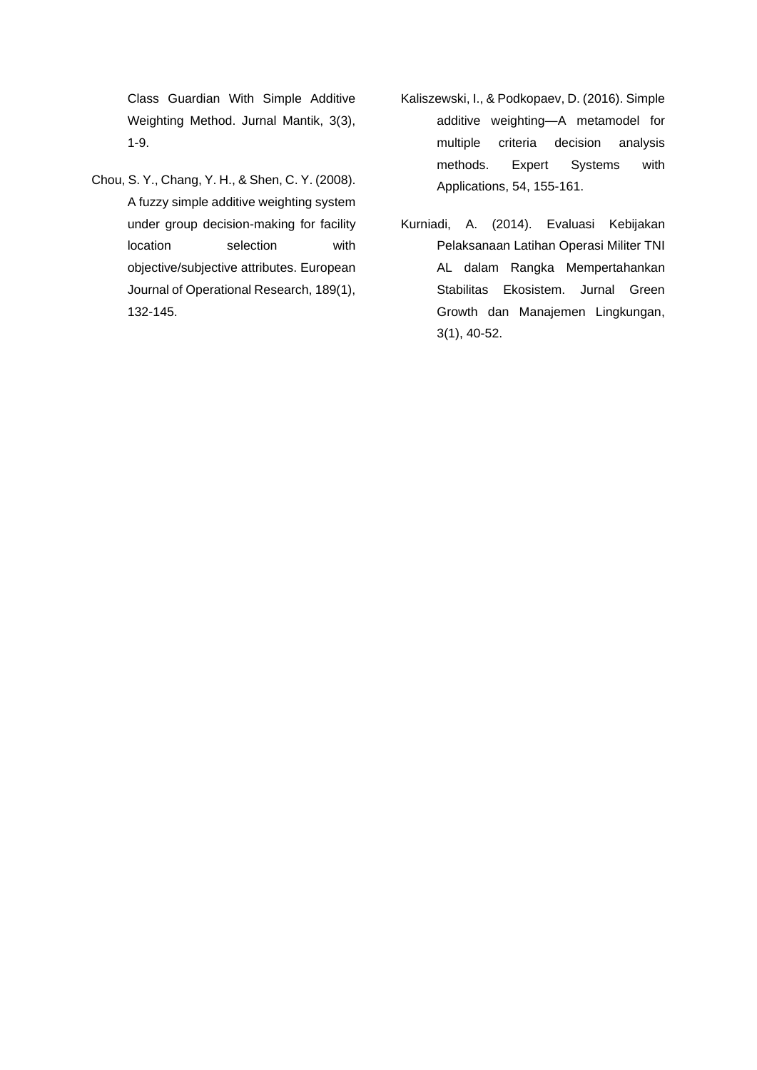Class Guardian With Simple Additive Weighting Method. Jurnal Mantik, 3(3), 1-9.

Chou, S. Y., Chang, Y. H., & Shen, C. Y. (2008). A fuzzy simple additive weighting system under group decision-making for facility location selection with objective/subjective attributes. European Journal of Operational Research, 189(1), 132-145.

Kaliszewski, I., & Podkopaev, D. (2016). Simple additive weighting—A metamodel for multiple criteria decision analysis methods. Expert Systems with Applications, 54, 155-161.

Kurniadi, A. (2014). Evaluasi Kebijakan Pelaksanaan Latihan Operasi Militer TNI AL dalam Rangka Mempertahankan Stabilitas Ekosistem. Jurnal Green Growth dan Manajemen Lingkungan, 3(1), 40-52.